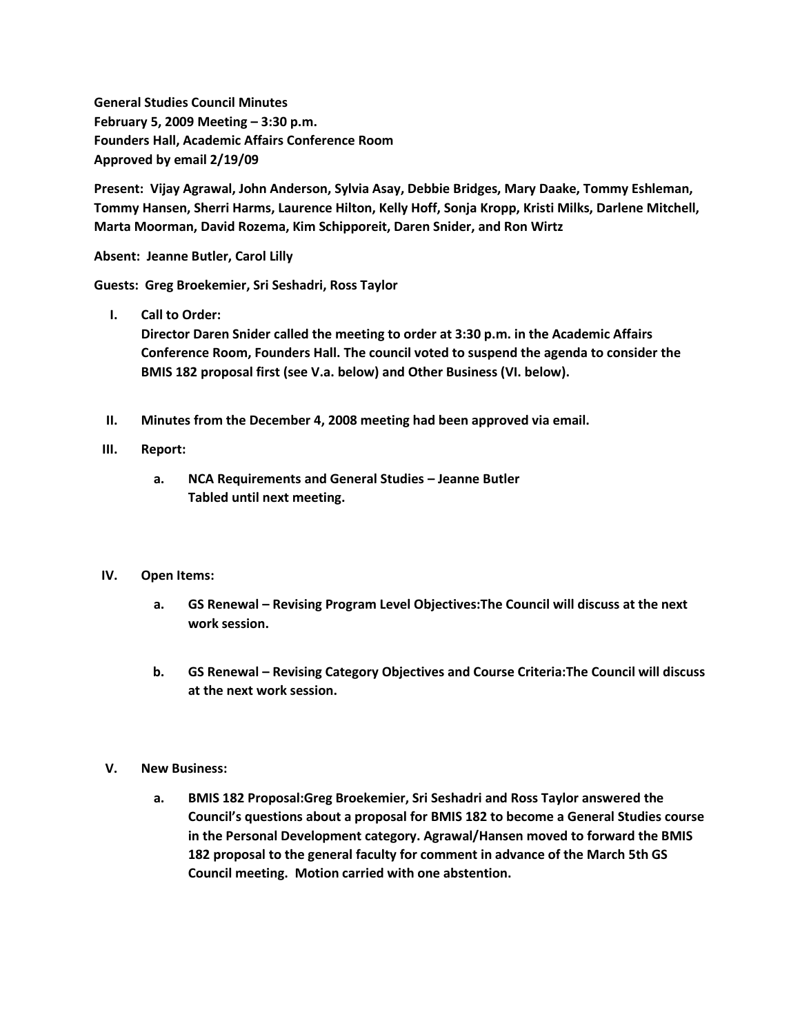**General Studies Council Minutes**
**February 5, 2009 Meeting – 3:30 p.m.**
**Founders Hall, Academic Affairs Conference Room**
**Approved by email 2/19/09**

**Present: Vijay Agrawal, John Anderson, Sylvia Asay, Debbie Bridges, Mary Daake, Tommy Eshleman, Tommy Hansen, Sherri Harms, Laurence Hilton, Kelly Hoff, Sonja Kropp, Kristi Milks, Darlene Mitchell, Marta Moorman, David Rozema, Kim Schipporeit, Daren Snider, and Ron Wirtz**

**Absent: Jeanne Butler, Carol Lilly**

**Guests: Greg Broekemier, Sri Seshadri, Ross Taylor**

I. **Call to Order:**
   **Director Daren Snider called the meeting to order at 3:30 p.m. in the Academic Affairs Conference Room, Founders Hall. The council voted to suspend the agenda to consider the BMIS 182 proposal first (see V.a. below) and Other Business (VI. below).**

II. **Minutes from the December 4, 2008 meeting had been approved via email.**

III. **Report:**

   a. **NCA Requirements and General Studies – Jeanne Butler**
      **Tabled until next meeting.**

IV. **Open Items:**

   a. **GS Renewal – Revising Program Level Objectives:The Council will discuss at the next work session.**

   b. **GS Renewal – Revising Category Objectives and Course Criteria:The Council will discuss at the next work session.**

V. **New Business:**

   a. **BMIS 182 Proposal:Greg Broekemier, Sri Seshadri and Ross Taylor answered the Council's questions about a proposal for BMIS 182 to become a General Studies course in the Personal Development category. Agrawal/Hansen moved to forward the BMIS 182 proposal to the general faculty for comment in advance of the March 5th GS Council meeting. Motion carried with one abstention.**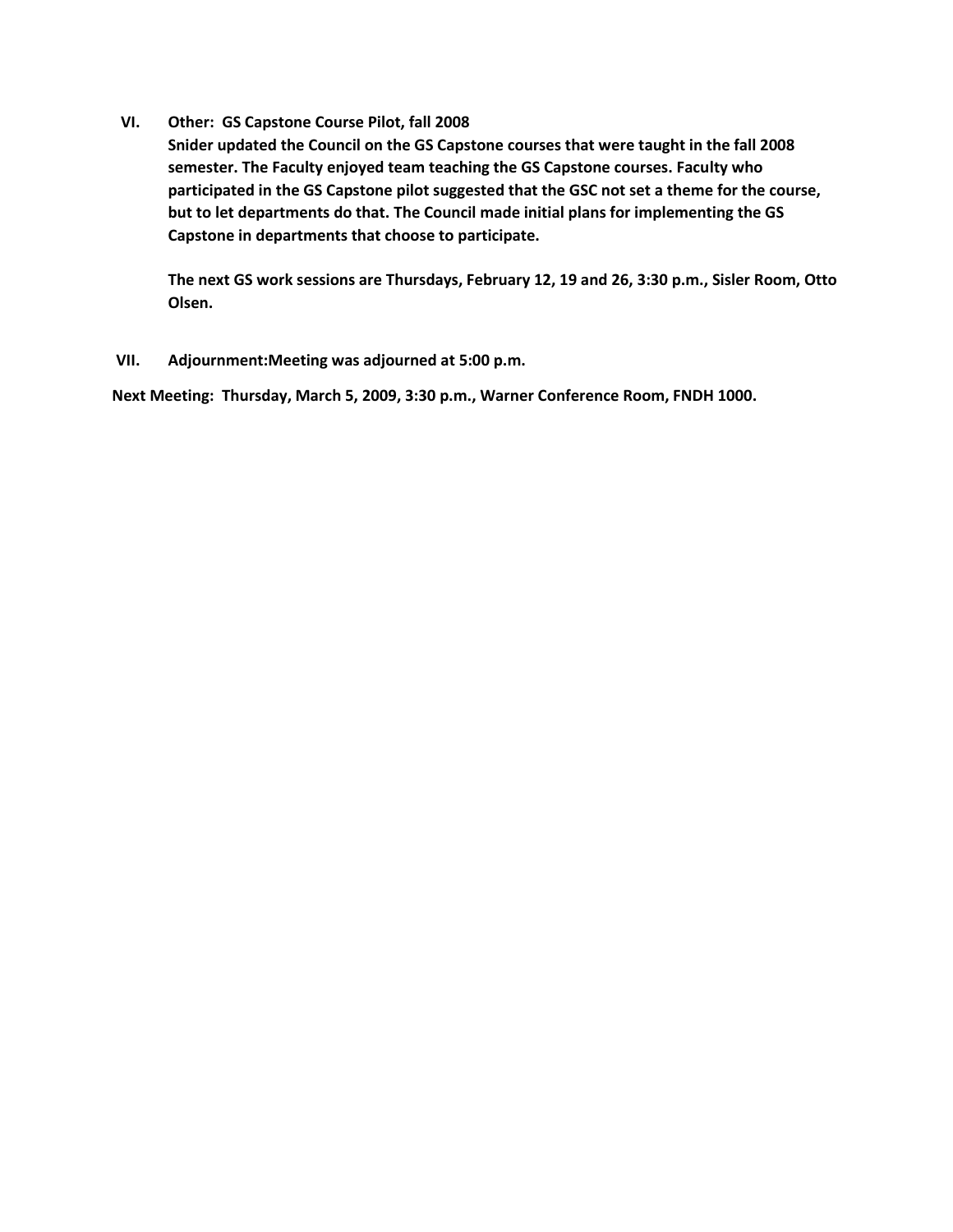**VI. Other: GS Capstone Course Pilot, fall 2008**

**Snider updated the Council on the GS Capstone courses that were taught in the fall 2008 semester. The Faculty enjoyed team teaching the GS Capstone courses. Faculty who participated in the GS Capstone pilot suggested that the GSC not set a theme for the course, but to let departments do that. The Council made initial plans for implementing the GS Capstone in departments that choose to participate.**

**The next GS work sessions are Thursdays, February 12, 19 and 26, 3:30 p.m., Sisler Room, Otto Olsen.**

**VII. Adjournment:Meeting was adjourned at 5:00 p.m.**

**Next Meeting: Thursday, March 5, 2009, 3:30 p.m., Warner Conference Room, FNDH 1000.**